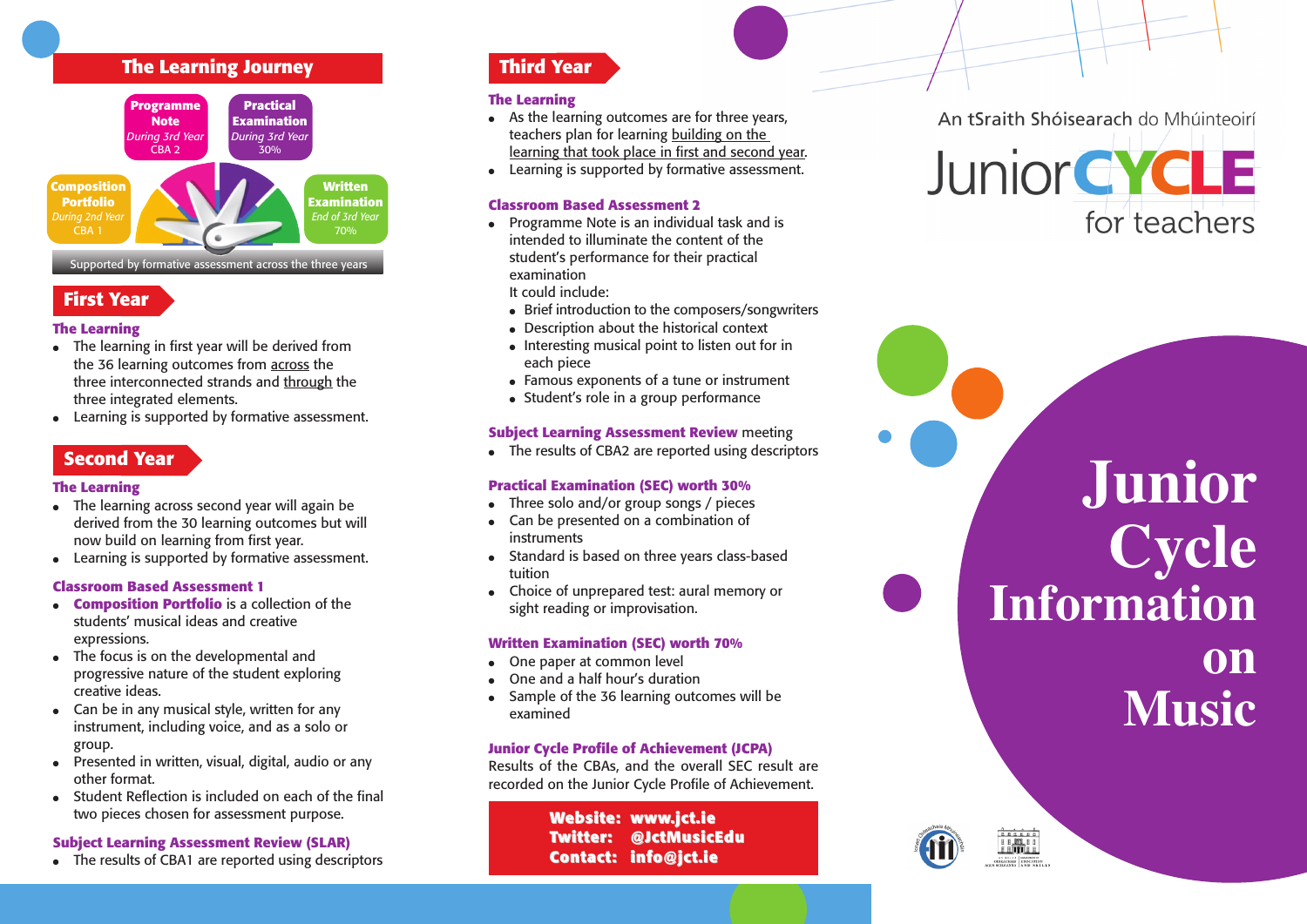## The Learning Journey

- **Composition Portfolio** — *During 2nd Year* — CBA 1
- **Programme Note** — *During 3rd Year* — CBA 2
- **Practical Examination** — *During 3rd Year* — 30%
- **Written Examination** — *End of 3rd Year* — 70%

Supported by formative assessment across the three years

## First Year

### The Learning

- The learning in first year will be derived from the 36 learning outcomes from across the three interconnected strands and through the three integrated elements.
- Learning is supported by formative assessment.

## Second Year

### The Learning

- The learning across second year will again be derived from the 30 learning outcomes but will now build on learning from first year.
- Learning is supported by formative assessment.

### Classroom Based Assessment 1

- **Composition Portfolio** is a collection of the students' musical ideas and creative expressions.
- The focus is on the developmental and progressive nature of the student exploring creative ideas.
- Can be in any musical style, written for any instrument, including voice, and as a solo or group.
- Presented in written, visual, digital, audio or any other format.
- Student Reflection is included on each of the final two pieces chosen for assessment purpose.

### Subject Learning Assessment Review (SLAR)

- The results of CBA1 are reported using descriptors

## Third Year

### The Learning

- As the learning outcomes are for three years, teachers plan for learning building on the learning that took place in first and second year.
- Learning is supported by formative assessment.

### Classroom Based Assessment 2

- Programme Note is an individual task and is intended to illuminate the content of the student's performance for their practical examination
  It could include:
  - Brief introduction to the composers/songwriters
  - Description about the historical context
  - Interesting musical point to listen out for in each piece
  - Famous exponents of a tune or instrument
  - Student's role in a group performance

### Subject Learning Assessment Review meeting

- The results of CBA2 are reported using descriptors

### Practical Examination (SEC) worth 30%

- Three solo and/or group songs / pieces
- Can be presented on a combination of instruments
- Standard is based on three years class-based tuition
- Choice of unprepared test: aural memory or sight reading or improvisation.

### Written Examination (SEC) worth 70%

- One paper at common level
- One and a half hour's duration
- Sample of the 36 learning outcomes will be examined

### Junior Cycle Profile of Achievement (JCPA)

Results of the CBAs, and the overall SEC result are recorded on the Junior Cycle Profile of Achievement.

**Website:** www.jct.ie
**Twitter:** @JctMusicEdu
**Contact:** info@jct.ie

An tSraith Shóisearach do Mhúinteoirí

JuniorCYCLE for teachers

# Junior Cycle Information on Music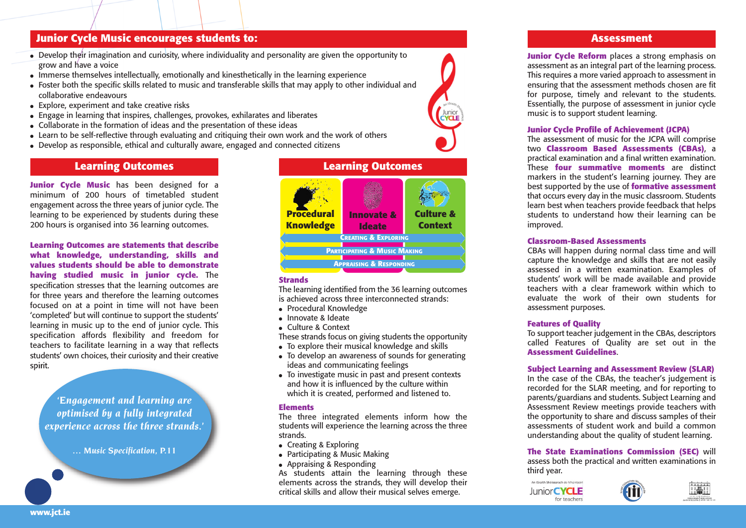## Junior Cycle Music encourages students to:

- Develop their imagination and curiosity, where individuality and personality are given the opportunity to grow and have a voice
- Immerse themselves intellectually, emotionally and kinesthetically in the learning experience
- Foster both the specific skills related to music and transferable skills that may apply to other individual and collaborative endeavours
- Explore, experiment and take creative risks
- Engage in learning that inspires, challenges, provokes, exhilarates and liberates
- Collaborate in the formation of ideas and the presentation of these ideas
- Learn to be self-reflective through evaluating and critiquing their own work and the work of others
- Develop as responsible, ethical and culturally aware, engaged and connected citizens

## Learning Outcomes

**Junior Cycle Music** has been designed for a minimum of 200 hours of timetabled student engagement across the three years of junior cycle. The learning to be experienced by students during these 200 hours is organised into 36 learning outcomes.

**Learning Outcomes are statements that describe what knowledge, understanding, skills and values students should be able to demonstrate having studied music in junior cycle.** The specification stresses that the learning outcomes are for three years and therefore the learning outcomes focused on at a point in time will not have been 'completed' but will continue to support the students' learning in music up to the end of junior cycle. This specification affords flexibility and freedom for teachers to facilitate learning in a way that reflects students' own choices, their curiosity and their creative spirit.

*'Engagement and learning are optimised by a fully integrated experience across the three strands.'*

*... Music Specification, P.11*

## Learning Outcomes

Procedural Knowledge
Innovate & Ideate
Culture & Context
Creating & Exploring
Participating & Music Making
Appraising & Responding

### Strands

The learning identified from the 36 learning outcomes is achieved across three interconnected strands:

- Procedural Knowledge
- Innovate & Ideate
- Culture & Context

These strands focus on giving students the opportunity

- To explore their musical knowledge and skills
- To develop an awareness of sounds for generating ideas and communicating feelings
- To investigate music in past and present contexts and how it is influenced by the culture within which it is created, performed and listened to.

### Elements

The three integrated elements inform how the students will experience the learning across the three strands.

- Creating & Exploring
- Participating & Music Making
- Appraising & Responding

As students attain the learning through these elements across the strands, they will develop their critical skills and allow their musical selves emerge.

## Assessment

**Junior Cycle Reform** places a strong emphasis on assessment as an integral part of the learning process. This requires a more varied approach to assessment in ensuring that the assessment methods chosen are fit for purpose, timely and relevant to the students. Essentially, the purpose of assessment in junior cycle music is to support student learning.

### Junior Cycle Profile of Achievement (JCPA)

The assessment of music for the JCPA will comprise two **Classroom Based Assessments (CBAs)**, a practical examination and a final written examination. These **four summative moments** are distinct markers in the student's learning journey. They are best supported by the use of **formative assessment** that occurs every day in the music classroom. Students learn best when teachers provide feedback that helps students to understand how their learning can be improved.

### Classroom-Based Assessments

CBAs will happen during normal class time and will capture the knowledge and skills that are not easily assessed in a written examination. Examples of students' work will be made available and provide teachers with a clear framework within which to evaluate the work of their own students for assessment purposes.

### Features of Quality

To support teacher judgement in the CBAs, descriptors called Features of Quality are set out in the **Assessment Guidelines**.

### Subject Learning and Assessment Review (SLAR)

In the case of the CBAs, the teacher's judgement is recorded for the SLAR meeting, and for reporting to parents/guardians and students. Subject Learning and Assessment Review meetings provide teachers with the opportunity to share and discuss samples of their assessments of student work and build a common understanding about the quality of student learning.

**The State Examinations Commission (SEC)** will assess both the practical and written examinations in third year.

www.jct.ie